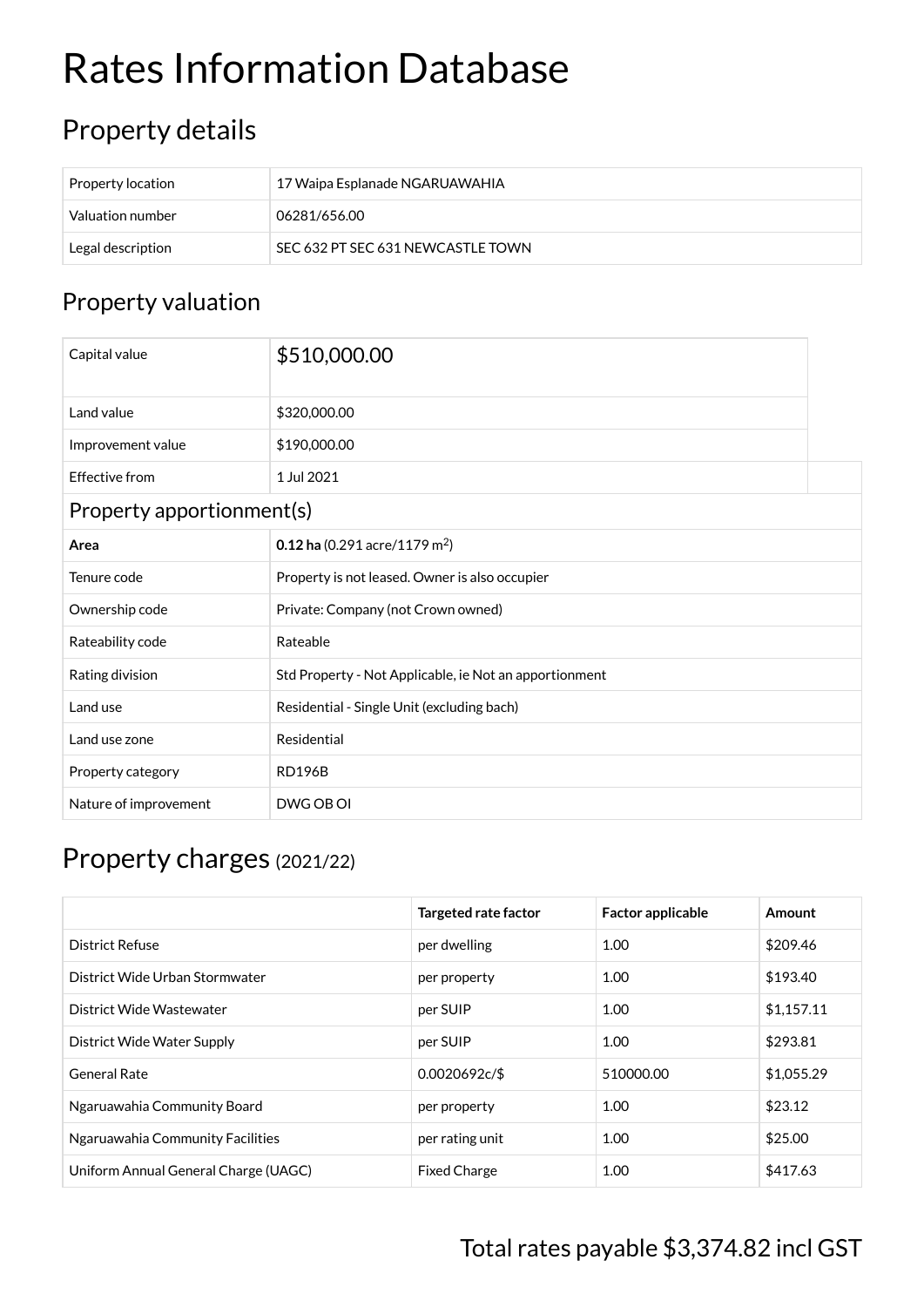# Rates Information Database

## Property details

| | |
|---|---|
| Property location | 17 Waipa Esplanade NGARUAWAHIA |
| Valuation number | 06281/656.00 |
| Legal description | SEC 632 PT SEC 631 NEWCASTLE TOWN |

## Property valuation

| | |
|---|---|
| Capital value | $510,000.00 |
| Land value | $320,000.00 |
| Improvement value | $190,000.00 |
| Effective from | 1 Jul 2021 |
| **Property apportionment(s)** | |
| **Area** | **0.12 ha** (0.291 acre/1179 m$^2$) |
| Tenure code | Property is not leased. Owner is also occupier |
| Ownership code | Private: Company (not Crown owned) |
| Rateability code | Rateable |
| Rating division | Std Property - Not Applicable, ie Not an apportionment |
| Land use | Residential - Single Unit (excluding bach) |
| Land use zone | Residential |
| Property category | RD196B |
| Nature of improvement | DWG OB OI |

## Property charges (2021/22)

| | Targeted rate factor | Factor applicable | Amount |
|---|---|---|---|
| District Refuse | per dwelling | 1.00 | $209.46 |
| District Wide Urban Stormwater | per property | 1.00 | $193.40 |
| District Wide Wastewater | per SUIP | 1.00 | $1,157.11 |
| District Wide Water Supply | per SUIP | 1.00 | $293.81 |
| General Rate | 0.0020692c/$ | 510000.00 | $1,055.29 |
| Ngaruawahia Community Board | per property | 1.00 | $23.12 |
| Ngaruawahia Community Facilities | per rating unit | 1.00 | $25.00 |
| Uniform Annual General Charge (UAGC) | Fixed Charge | 1.00 | $417.63 |

Total rates payable $3,374.82 incl GST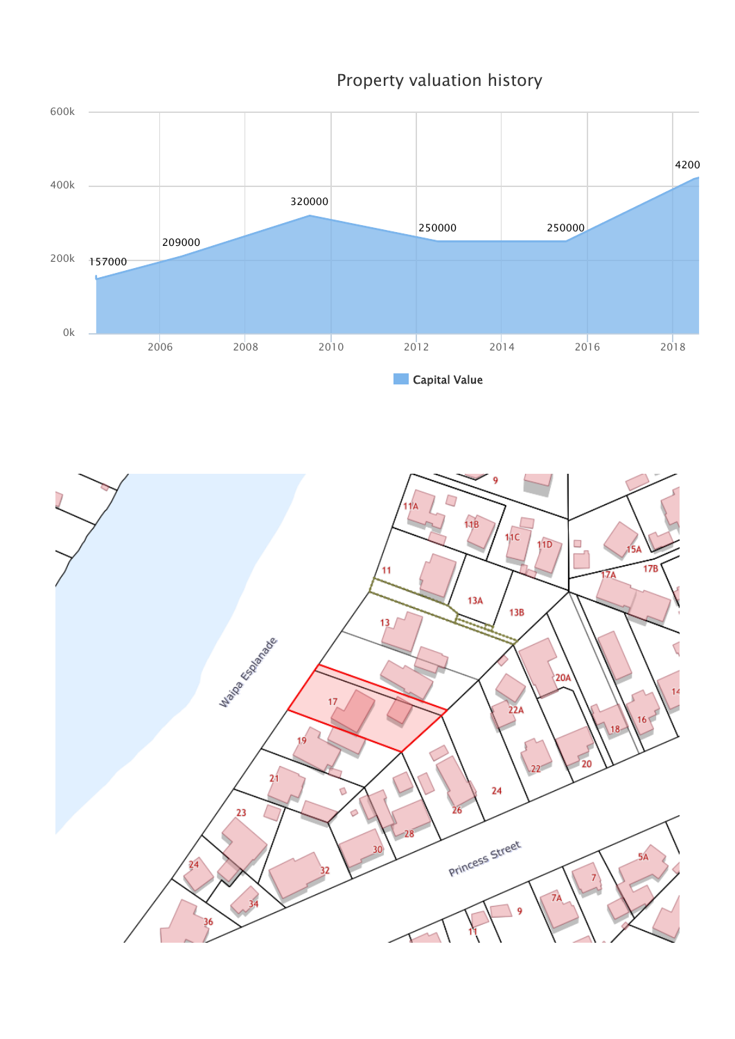## Property valuation history

| Year | Capital Value |
|---|---|
| 2004 | 157000 |
| 2007 | 209000 |
| 2010 | 320000 |
| 2013 | 250000 |
| 2016 | 250000 |
| 2019 | 4200 |

Capital Value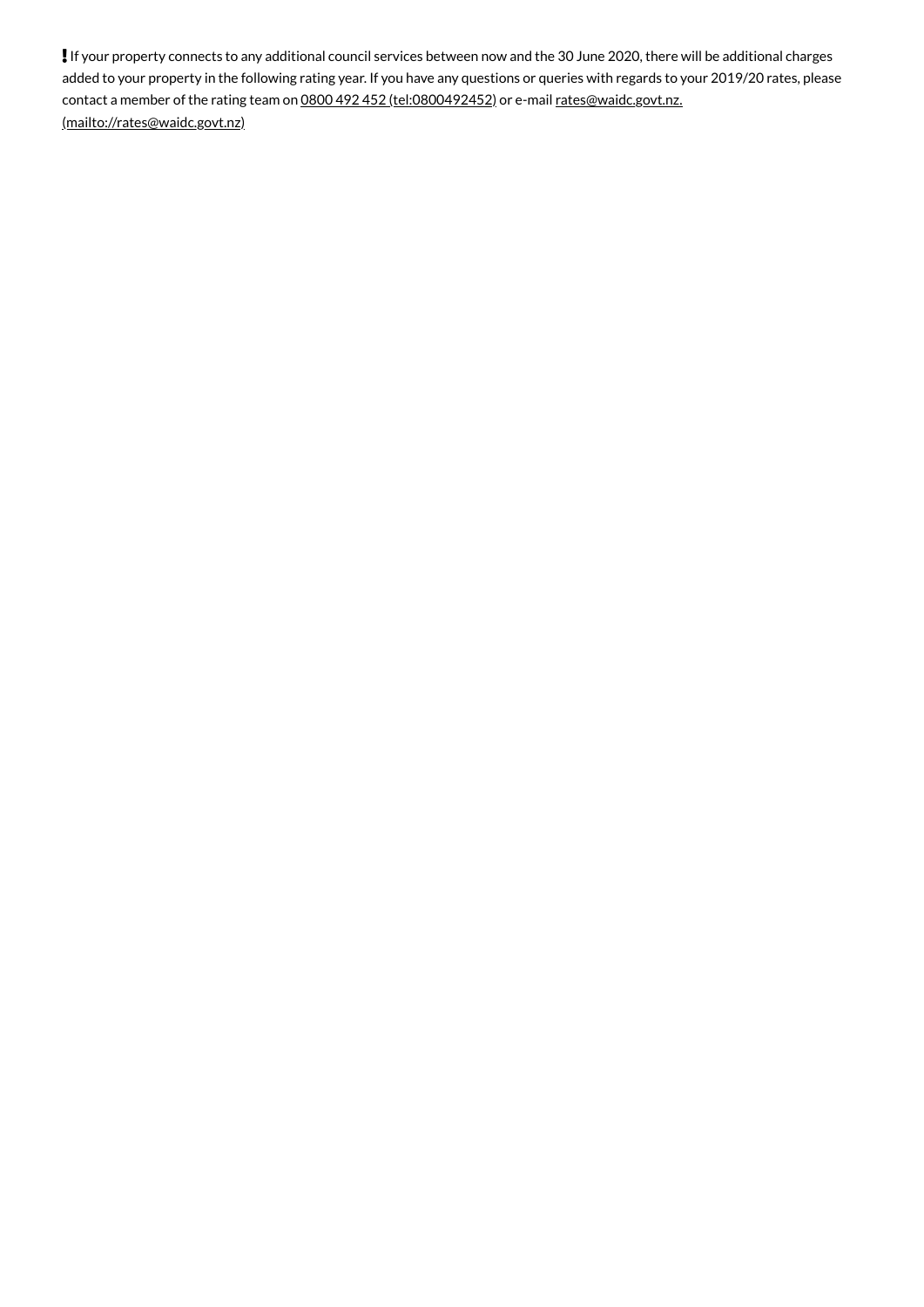! If your property connects to any additional council services between now and the 30 June 2020, there will be additional charges added to your property in the following rating year. If you have any questions or queries with regards to your 2019/20 rates, please contact a member of the rating team on 0800 492 452 (tel:0800492452) or e-mail rates@waidc.govt.nz. (mailto://rates@waidc.govt.nz)